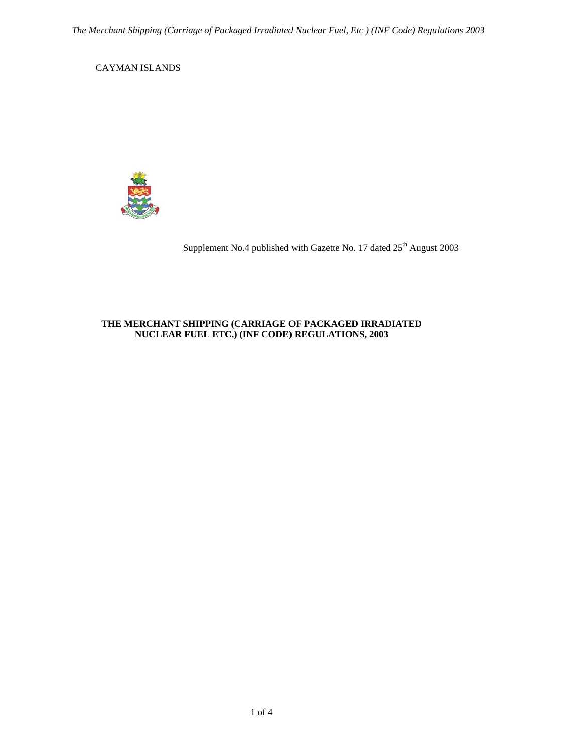CAYMAN ISLANDS

Supplement No.4 published with Gazette No. 17 dated 25th August 2003

# THE MERCHANT SHIPPING (CARRIAGE OF PACKAGED IRRADIATED NUCLEAR FUEL ETC.) (INF CODE) REGULATIONS, 2003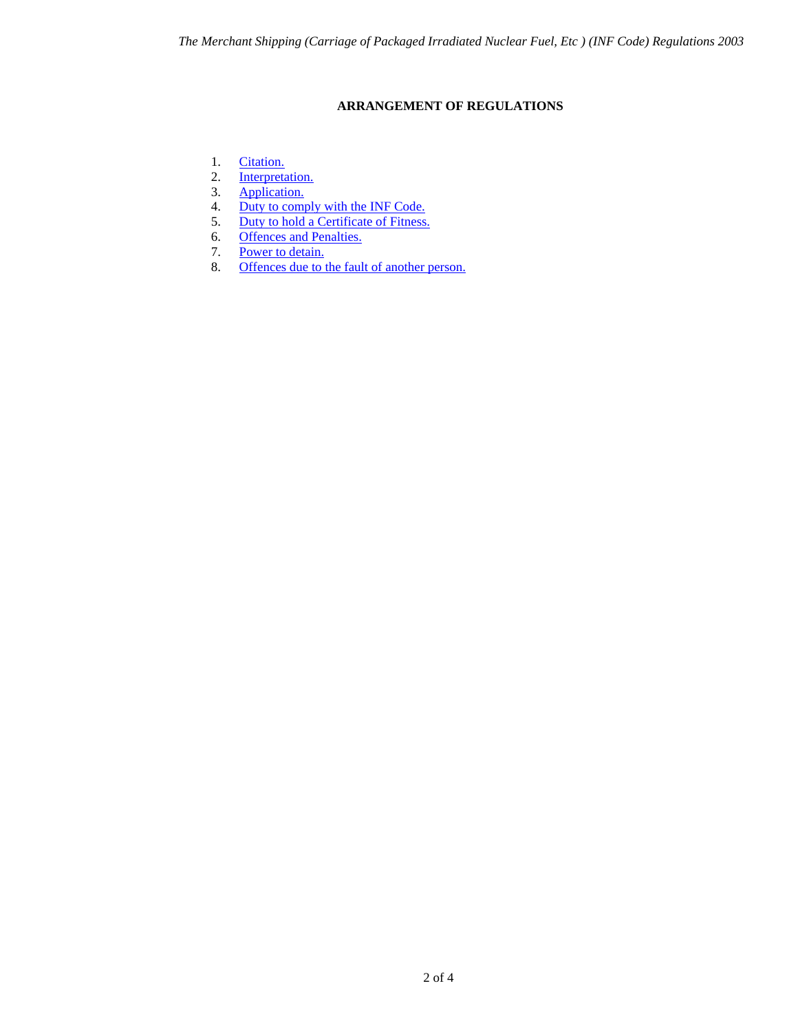**ARRANGEMENT OF REGULATIONS**

1. Citation.
2. Interpretation.
3. Application.
4. Duty to comply with the INF Code.
5. Duty to hold a Certificate of Fitness.
6. Offences and Penalties.
7. Power to detain.
8. Offences due to the fault of another person.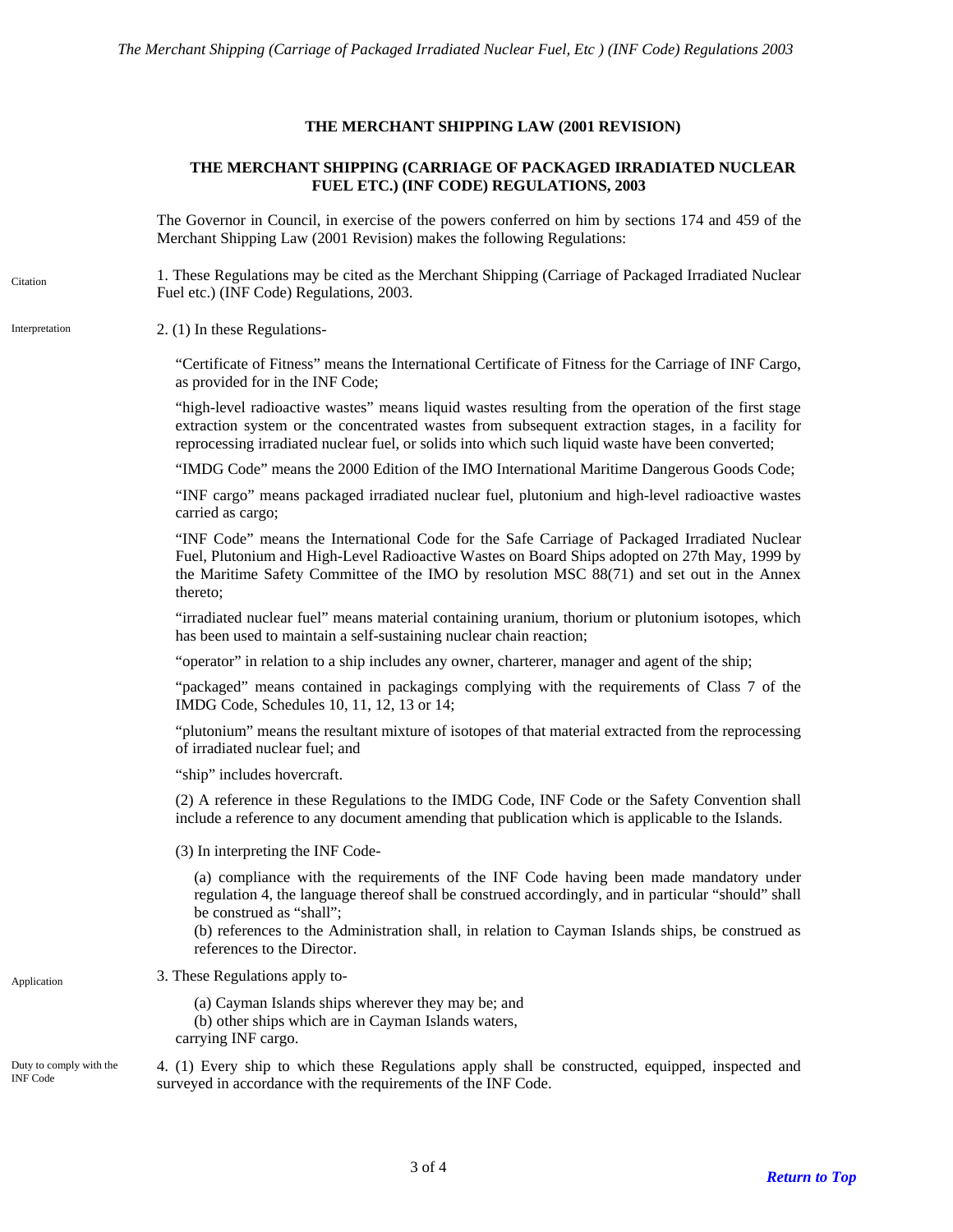**THE MERCHANT SHIPPING LAW (2001 REVISION)**

**THE MERCHANT SHIPPING (CARRIAGE OF PACKAGED IRRADIATED NUCLEAR FUEL ETC.) (INF CODE) REGULATIONS, 2003**

The Governor in Council, in exercise of the powers conferred on him by sections 174 and 459 of the Merchant Shipping Law (2001 Revision) makes the following Regulations:

Citation

1. These Regulations may be cited as the Merchant Shipping (Carriage of Packaged Irradiated Nuclear Fuel etc.) (INF Code) Regulations, 2003.

Interpretation

2. (1) In these Regulations-

"Certificate of Fitness" means the International Certificate of Fitness for the Carriage of INF Cargo, as provided for in the INF Code;

"high-level radioactive wastes" means liquid wastes resulting from the operation of the first stage extraction system or the concentrated wastes from subsequent extraction stages, in a facility for reprocessing irradiated nuclear fuel, or solids into which such liquid waste have been converted;

"IMDG Code" means the 2000 Edition of the IMO International Maritime Dangerous Goods Code;

"INF cargo" means packaged irradiated nuclear fuel, plutonium and high-level radioactive wastes carried as cargo;

"INF Code" means the International Code for the Safe Carriage of Packaged Irradiated Nuclear Fuel, Plutonium and High-Level Radioactive Wastes on Board Ships adopted on 27th May, 1999 by the Maritime Safety Committee of the IMO by resolution MSC 88(71) and set out in the Annex thereto;

"irradiated nuclear fuel" means material containing uranium, thorium or plutonium isotopes, which has been used to maintain a self-sustaining nuclear chain reaction;

"operator" in relation to a ship includes any owner, charterer, manager and agent of the ship;

"packaged" means contained in packagings complying with the requirements of Class 7 of the IMDG Code, Schedules 10, 11, 12, 13 or 14;

"plutonium" means the resultant mixture of isotopes of that material extracted from the reprocessing of irradiated nuclear fuel; and

"ship" includes hovercraft.

(2) A reference in these Regulations to the IMDG Code, INF Code or the Safety Convention shall include a reference to any document amending that publication which is applicable to the Islands.

(3) In interpreting the INF Code-

(a) compliance with the requirements of the INF Code having been made mandatory under regulation 4, the language thereof shall be construed accordingly, and in particular "should" shall be construed as "shall";

(b) references to the Administration shall, in relation to Cayman Islands ships, be construed as references to the Director.

Application

3. These Regulations apply to-

(a) Cayman Islands ships wherever they may be; and

(b) other ships which are in Cayman Islands waters,

carrying INF cargo.

Duty to comply with the INF Code

4. (1) Every ship to which these Regulations apply shall be constructed, equipped, inspected and surveyed in accordance with the requirements of the INF Code.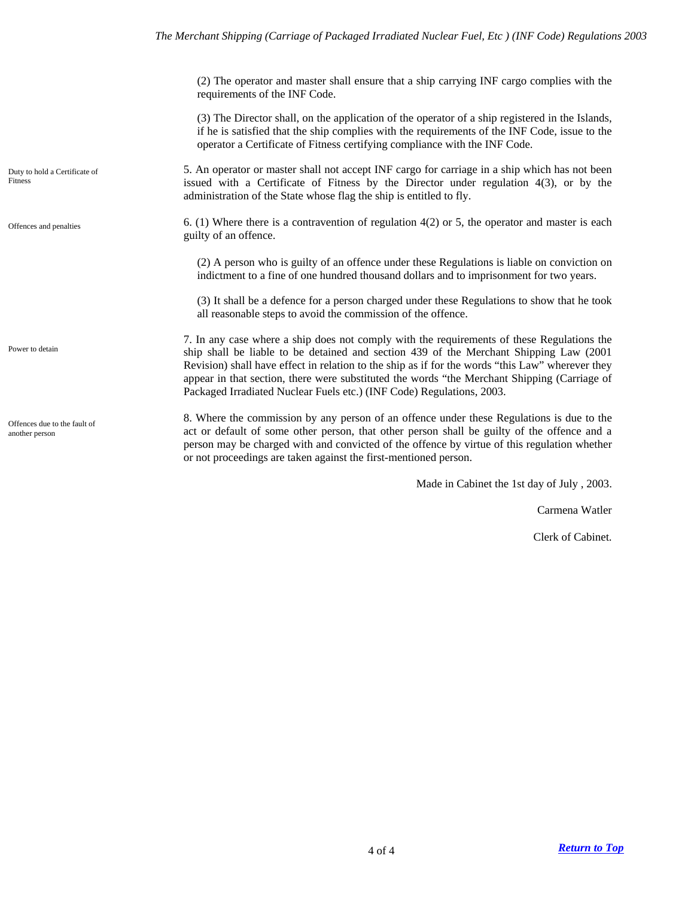(2) The operator and master shall ensure that a ship carrying INF cargo complies with the requirements of the INF Code.

(3) The Director shall, on the application of the operator of a ship registered in the Islands, if he is satisfied that the ship complies with the requirements of the INF Code, issue to the operator a Certificate of Fitness certifying compliance with the INF Code.

Duty to hold a Certificate of Fitness

5. An operator or master shall not accept INF cargo for carriage in a ship which has not been issued with a Certificate of Fitness by the Director under regulation 4(3), or by the administration of the State whose flag the ship is entitled to fly.

Offences and penalties

6. (1) Where there is a contravention of regulation 4(2) or 5, the operator and master is each guilty of an offence.

(2) A person who is guilty of an offence under these Regulations is liable on conviction on indictment to a fine of one hundred thousand dollars and to imprisonment for two years.

(3) It shall be a defence for a person charged under these Regulations to show that he took all reasonable steps to avoid the commission of the offence.

Power to detain

7. In any case where a ship does not comply with the requirements of these Regulations the ship shall be liable to be detained and section 439 of the Merchant Shipping Law (2001 Revision) shall have effect in relation to the ship as if for the words "this Law" wherever they appear in that section, there were substituted the words "the Merchant Shipping (Carriage of Packaged Irradiated Nuclear Fuels etc.) (INF Code) Regulations, 2003.

Offences due to the fault of another person

8. Where the commission by any person of an offence under these Regulations is due to the act or default of some other person, that other person shall be guilty of the offence and a person may be charged with and convicted of the offence by virtue of this regulation whether or not proceedings are taken against the first-mentioned person.

Made in Cabinet the 1st day of July , 2003.

Carmena Watler

Clerk of Cabinet.

**[Return to Top](#)**